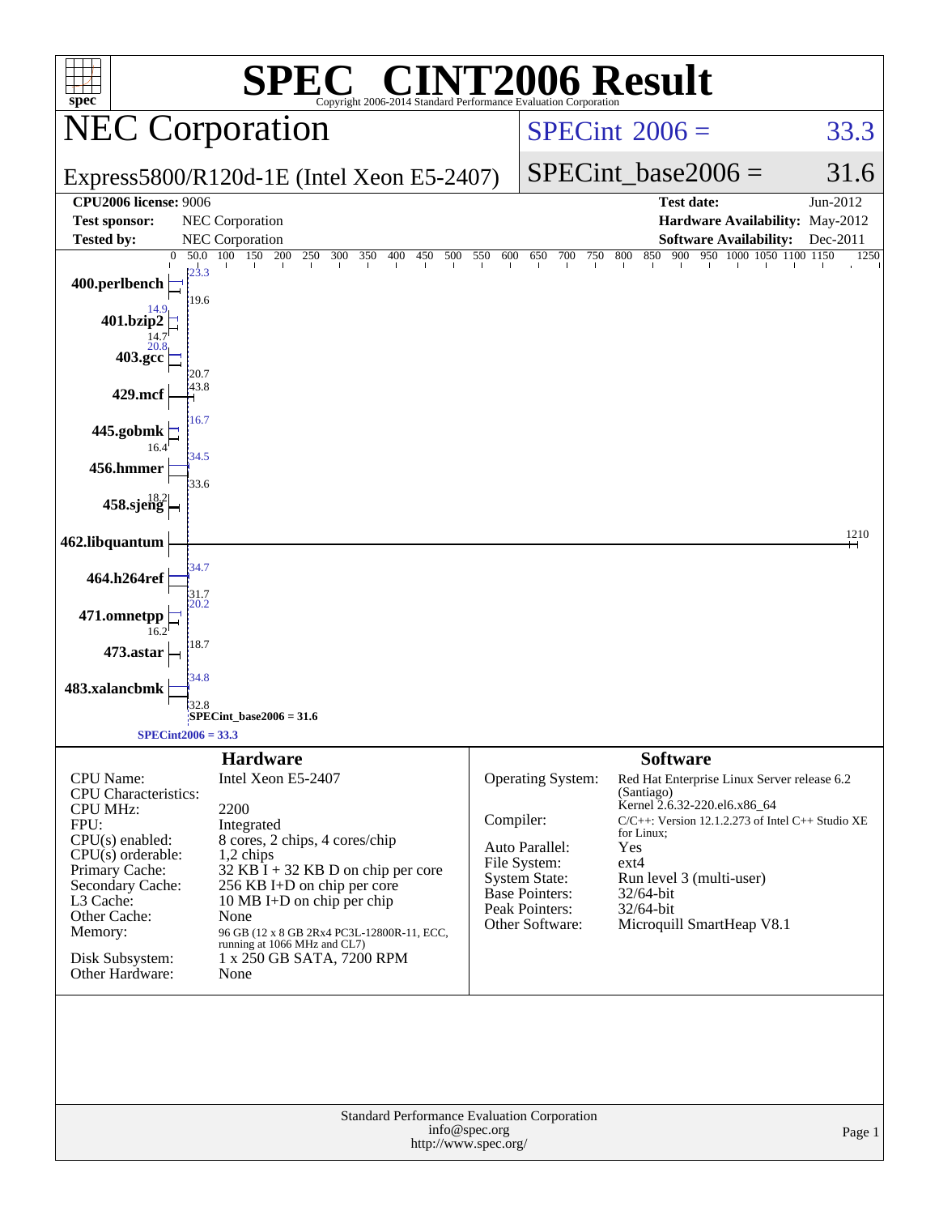# SPEC CINT2006 Result

Copyright 2006-2014 Standard Performance Evaluation Corporation

## NEC Corporation

**Express5800/R120d-1E (Intel Xeon E5-2407)**

SPECint 2006 = 33.3

SPECint_base2006 = 31.6

| | | | |
|---|---|---|---|
| **CPU2006 license:** 9006 | | **Test date:** | Jun-2012 |
| **Test sponsor:** | NEC Corporation | **Hardware Availability:** | May-2012 |
| **Tested by:** | NEC Corporation | **Software Availability:** | Dec-2011 |

| Benchmark | Peak | Base |
|---|---|---|
| 400.perlbench | 23.3 | 19.6 |
| 401.bzip2 | 14.9 | 14.7 |
| 403.gcc | 20.8 | 20.7 |
| 429.mcf | 43.8 | |
| 445.gobmk | 16.7 | 16.4 |
| 456.hmmer | 34.5 | 33.6 |
| 458.sjeng | 18.2 | |
| 462.libquantum | 1210 | |
| 464.h264ref | 34.7 | 31.7 |
| 471.omnetpp | 20.2 | 16.2 |
| 473.astar | 18.7 | |
| 483.xalancbmk | 34.8 | 32.8 |

SPECint_base2006 = 31.6

SPECint2006 = 33.3

## Hardware

| | |
|---|---|
| CPU Name: | Intel Xeon E5-2407 |
| CPU Characteristics: | |
| CPU MHz: | 2200 |
| FPU: | Integrated |
| CPU(s) enabled: | 8 cores, 2 chips, 4 cores/chip |
| CPU(s) orderable: | 1,2 chips |
| Primary Cache: | 32 KB I + 32 KB D on chip per core |
| Secondary Cache: | 256 KB I+D on chip per core |
| L3 Cache: | 10 MB I+D on chip per chip |
| Other Cache: | None |
| Memory: | 96 GB (12 x 8 GB 2Rx4 PC3L-12800R-11, ECC, running at 1066 MHz and CL7) |
| Disk Subsystem: | 1 x 250 GB SATA, 7200 RPM |
| Other Hardware: | None |

## Software

| | |
|---|---|
| Operating System: | Red Hat Enterprise Linux Server release 6.2 (Santiago) Kernel 2.6.32-220.el6.x86_64 |
| Compiler: | C/C++: Version 12.1.2.273 of Intel C++ Studio XE for Linux; |
| Auto Parallel: | Yes |
| File System: | ext4 |
| System State: | Run level 3 (multi-user) |
| Base Pointers: | 32/64-bit |
| Peak Pointers: | 32/64-bit |
| Other Software: | Microquill SmartHeap V8.1 |

Standard Performance Evaluation Corporation
info@spec.org
http://www.spec.org/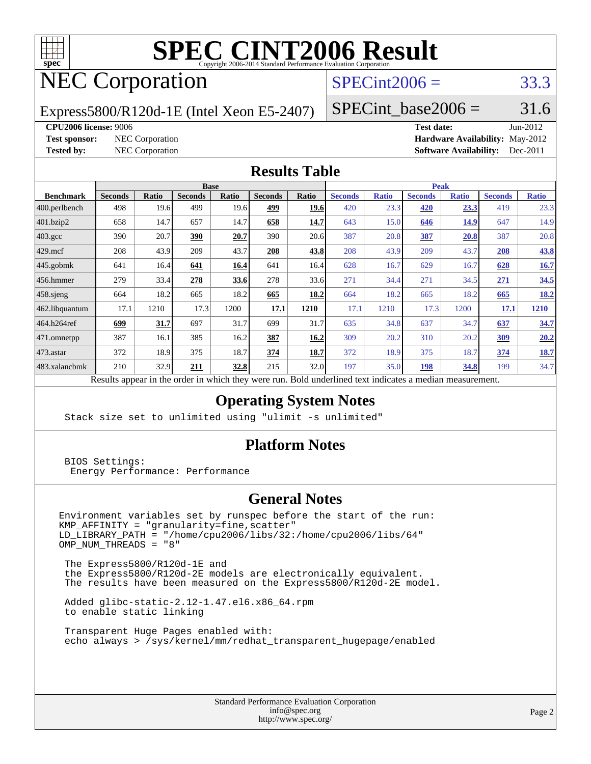# SPEC CINT2006 Result

Copyright 2006-2014 Standard Performance Evaluation Corporation

## NEC Corporation

Express5800/R120d-1E (Intel Xeon E5-2407)

SPECint2006 = 33.3

SPECint_base2006 = 31.6

**CPU2006 license:** 9006
**Test sponsor:** NEC Corporation
**Tested by:** NEC Corporation

**Test date:** Jun-2012
**Hardware Availability:** May-2012
**Software Availability:** Dec-2011

## Results Table

| Benchmark | Base | | | | | | Peak | | | | | |
|---|---|---|---|---|---|---|---|---|---|---|---|---|
| | Seconds | Ratio | Seconds | Ratio | Seconds | Ratio | Seconds | Ratio | Seconds | Ratio | Seconds | Ratio |
| 400.perlbench | 498 | 19.6 | 499 | 19.6 | **499** | **19.6** | 420 | 23.3 | **420** | **23.3** | 419 | 23.3 |
| 401.bzip2 | 658 | 14.7 | 657 | 14.7 | **658** | **14.7** | 643 | 15.0 | **646** | **14.9** | 647 | 14.9 |
| 403.gcc | 390 | 20.7 | **390** | **20.7** | 390 | 20.6 | 387 | 20.8 | **387** | **20.8** | 387 | 20.8 |
| 429.mcf | 208 | 43.9 | 209 | 43.7 | **208** | **43.8** | 208 | 43.9 | 209 | 43.7 | **208** | **43.8** |
| 445.gobmk | 641 | 16.4 | **641** | **16.4** | 641 | 16.4 | 628 | 16.7 | 629 | 16.7 | **628** | **16.7** |
| 456.hmmer | 279 | 33.4 | **278** | **33.6** | 278 | 33.6 | 271 | 34.4 | 271 | 34.5 | **271** | **34.5** |
| 458.sjeng | 664 | 18.2 | 665 | 18.2 | **665** | **18.2** | 664 | 18.2 | 665 | 18.2 | **665** | **18.2** |
| 462.libquantum | 17.1 | 1210 | 17.3 | 1200 | **17.1** | **1210** | 17.1 | 1210 | 17.3 | 1200 | **17.1** | **1210** |
| 464.h264ref | **699** | **31.7** | 697 | 31.7 | 699 | 31.7 | 635 | 34.8 | 637 | 34.7 | **637** | **34.7** |
| 471.omnetpp | 387 | 16.1 | 385 | 16.2 | **387** | **16.2** | 309 | 20.2 | 310 | 20.2 | **309** | **20.2** |
| 473.astar | 372 | 18.9 | 375 | 18.7 | **374** | **18.7** | 372 | 18.9 | 375 | 18.7 | **374** | **18.7** |
| 483.xalancbmk | 210 | 32.9 | **211** | **32.8** | 215 | 32.0 | 197 | 35.0 | **198** | **34.8** | 199 | 34.7 |

Results appear in the order in which they were run. Bold underlined text indicates a median measurement.

## Operating System Notes

```
Stack size set to unlimited using "ulimit -s unlimited"
```

## Platform Notes

```
BIOS Settings:
 Energy Performance: Performance
```

## General Notes

```
Environment variables set by runspec before the start of the run:
KMP_AFFINITY = "granularity=fine,scatter"
LD_LIBRARY_PATH = "/home/cpu2006/libs/32:/home/cpu2006/libs/64"
OMP_NUM_THREADS = "8"

 The Express5800/R120d-1E and
 the Express5800/R120d-2E models are electronically equivalent.
 The results have been measured on the Express5800/R120d-2E model.

 Added glibc-static-2.12-1.47.el6.x86_64.rpm
 to enable static linking

 Transparent Huge Pages enabled with:
 echo always > /sys/kernel/mm/redhat_transparent_hugepage/enabled
```

Standard Performance Evaluation Corporation
info@spec.org
http://www.spec.org/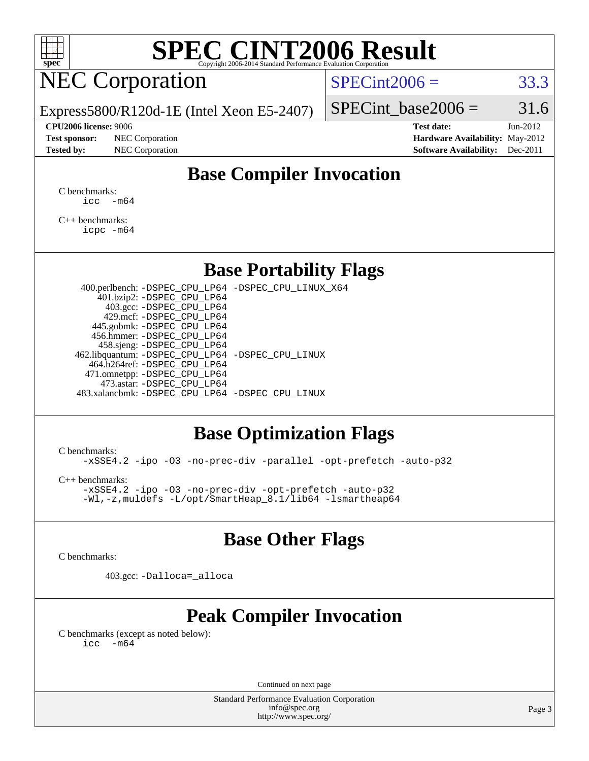# SPEC CINT2006 Result

Copyright 2006-2014 Standard Performance Evaluation Corporation

## NEC Corporation

Express5800/R120d-1E (Intel Xeon E5-2407)

SPECint2006 = 33.3

SPECint_base2006 = 31.6

**CPU2006 license:** 9006
**Test sponsor:** NEC Corporation
**Tested by:** NEC Corporation

**Test date:** Jun-2012
**Hardware Availability:** May-2012
**Software Availability:** Dec-2011

## Base Compiler Invocation

C benchmarks:
```
icc -m64
```

C++ benchmarks:
```
icpc -m64
```

## Base Portability Flags

400.perlbench: -DSPEC_CPU_LP64 -DSPEC_CPU_LINUX_X64
401.bzip2: -DSPEC_CPU_LP64
403.gcc: -DSPEC_CPU_LP64
429.mcf: -DSPEC_CPU_LP64
445.gobmk: -DSPEC_CPU_LP64
456.hmmer: -DSPEC_CPU_LP64
458.sjeng: -DSPEC_CPU_LP64
462.libquantum: -DSPEC_CPU_LP64 -DSPEC_CPU_LINUX
464.h264ref: -DSPEC_CPU_LP64
471.omnetpp: -DSPEC_CPU_LP64
473.astar: -DSPEC_CPU_LP64
483.xalancbmk: -DSPEC_CPU_LP64 -DSPEC_CPU_LINUX

## Base Optimization Flags

C benchmarks:
```
-xSSE4.2 -ipo -O3 -no-prec-div -parallel -opt-prefetch -auto-p32
```

C++ benchmarks:
```
-xSSE4.2 -ipo -O3 -no-prec-div -opt-prefetch -auto-p32
-Wl,-z,muldefs -L/opt/SmartHeap_8.1/lib64 -lsmartheap64
```

## Base Other Flags

C benchmarks:

403.gcc: -Dalloca=_alloca

## Peak Compiler Invocation

C benchmarks (except as noted below):
```
icc -m64
```

Continued on next page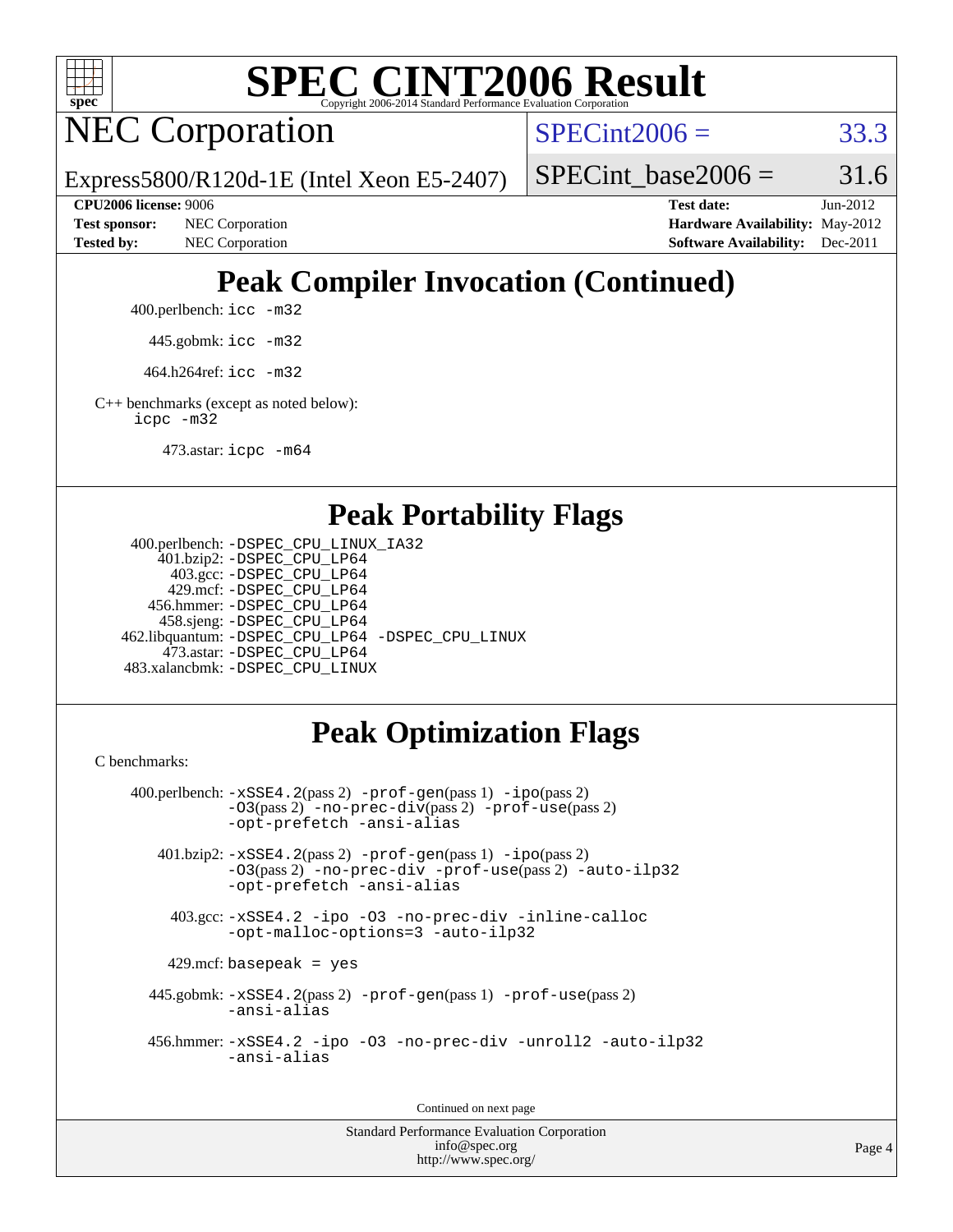## Peak Compiler Invocation (Continued)

400.perlbench: `icc -m32`

445.gobmk: `icc -m32`

464.h264ref: `icc -m32`

C++ benchmarks (except as noted below):
`icpc -m32`

473.astar: `icpc -m64`

## Peak Portability Flags

400.perlbench: `-DSPEC_CPU_LINUX_IA32`
401.bzip2: `-DSPEC_CPU_LP64`
403.gcc: `-DSPEC_CPU_LP64`
429.mcf: `-DSPEC_CPU_LP64`
456.hmmer: `-DSPEC_CPU_LP64`
458.sjeng: `-DSPEC_CPU_LP64`
462.libquantum: `-DSPEC_CPU_LP64 -DSPEC_CPU_LINUX`
473.astar: `-DSPEC_CPU_LP64`
483.xalancbmk: `-DSPEC_CPU_LINUX`

## Peak Optimization Flags

C benchmarks:

400.perlbench: `-xSSE4.2`(pass 2) `-prof-gen`(pass 1) `-ipo`(pass 2) `-O3`(pass 2) `-no-prec-div`(pass 2) `-prof-use`(pass 2) `-opt-prefetch -ansi-alias`

401.bzip2: `-xSSE4.2`(pass 2) `-prof-gen`(pass 1) `-ipo`(pass 2) `-O3`(pass 2) `-no-prec-div -prof-use`(pass 2) `-auto-ilp32 -opt-prefetch -ansi-alias`

403.gcc: `-xSSE4.2 -ipo -O3 -no-prec-div -inline-calloc -opt-malloc-options=3 -auto-ilp32`

429.mcf: `basepeak = yes`

445.gobmk: `-xSSE4.2`(pass 2) `-prof-gen`(pass 1) `-prof-use`(pass 2) `-ansi-alias`

456.hmmer: `-xSSE4.2 -ipo -O3 -no-prec-div -unroll2 -auto-ilp32 -ansi-alias`

Continued on next page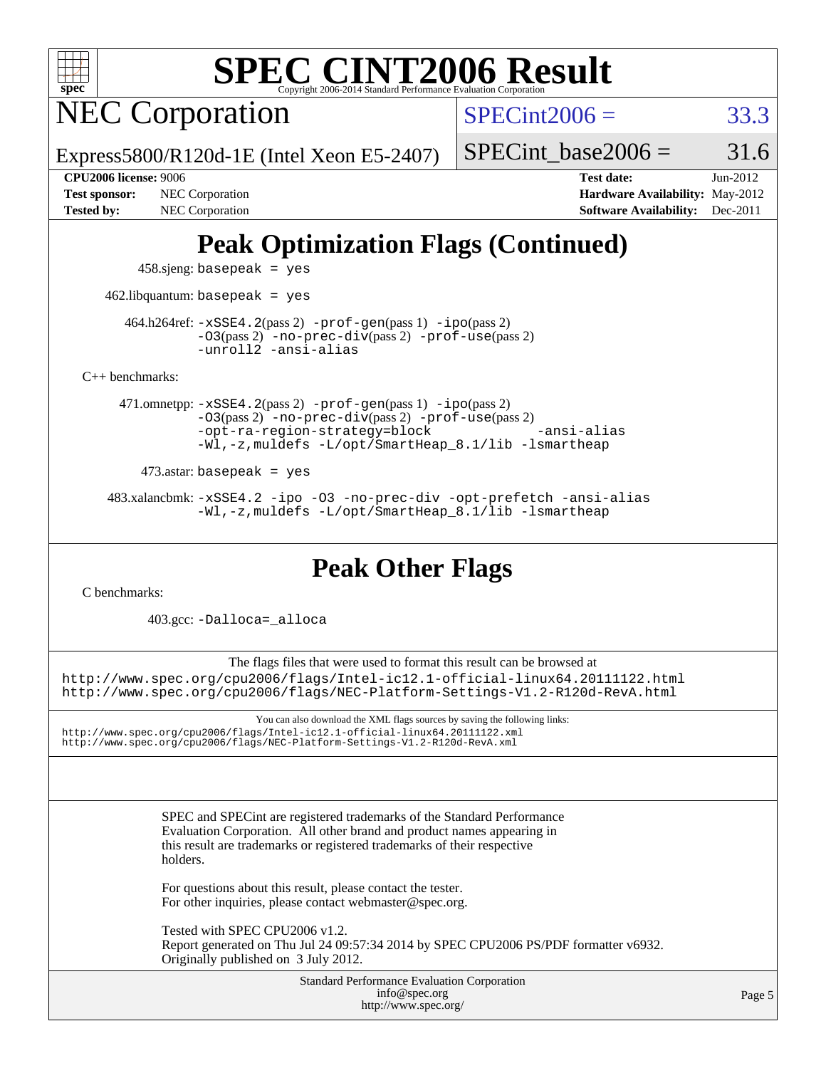# SPEC CINT2006 Result

Copyright 2006-2014 Standard Performance Evaluation Corporation

## NEC Corporation

Express5800/R120d-1E (Intel Xeon E5-2407)

SPECint2006 = 33.3

SPECint_base2006 = 31.6

**CPU2006 license:** 9006
**Test sponsor:** NEC Corporation
**Tested by:** NEC Corporation

**Test date:** Jun-2012
**Hardware Availability:** May-2012
**Software Availability:** Dec-2011

## Peak Optimization Flags (Continued)

458.sjeng: basepeak = yes

462.libquantum: basepeak = yes

464.h264ref: -xSSE4.2(pass 2) -prof-gen(pass 1) -ipo(pass 2) -O3(pass 2) -no-prec-div(pass 2) -prof-use(pass 2) -unroll2 -ansi-alias

C++ benchmarks:

471.omnetpp: -xSSE4.2(pass 2) -prof-gen(pass 1) -ipo(pass 2) -O3(pass 2) -no-prec-div(pass 2) -prof-use(pass 2) -opt-ra-region-strategy=block -ansi-alias -Wl,-z,muldefs -L/opt/SmartHeap_8.1/lib -lsmartheap

473.astar: basepeak = yes

483.xalancbmk: -xSSE4.2 -ipo -O3 -no-prec-div -opt-prefetch -ansi-alias -Wl,-z,muldefs -L/opt/SmartHeap_8.1/lib -lsmartheap

## Peak Other Flags

C benchmarks:

403.gcc: -Dalloca=_alloca

The flags files that were used to format this result can be browsed at
http://www.spec.org/cpu2006/flags/Intel-ic12.1-official-linux64.20111122.html
http://www.spec.org/cpu2006/flags/NEC-Platform-Settings-V1.2-R120d-RevA.html

You can also download the XML flags sources by saving the following links:
http://www.spec.org/cpu2006/flags/Intel-ic12.1-official-linux64.20111122.xml
http://www.spec.org/cpu2006/flags/NEC-Platform-Settings-V1.2-R120d-RevA.xml

SPEC and SPECint are registered trademarks of the Standard Performance Evaluation Corporation. All other brand and product names appearing in this result are trademarks or registered trademarks of their respective holders.

For questions about this result, please contact the tester.
For other inquiries, please contact webmaster@spec.org.

Tested with SPEC CPU2006 v1.2.
Report generated on Thu Jul 24 09:57:34 2014 by SPEC CPU2006 PS/PDF formatter v6932.
Originally published on 3 July 2012.

Standard Performance Evaluation Corporation
info@spec.org
http://www.spec.org/